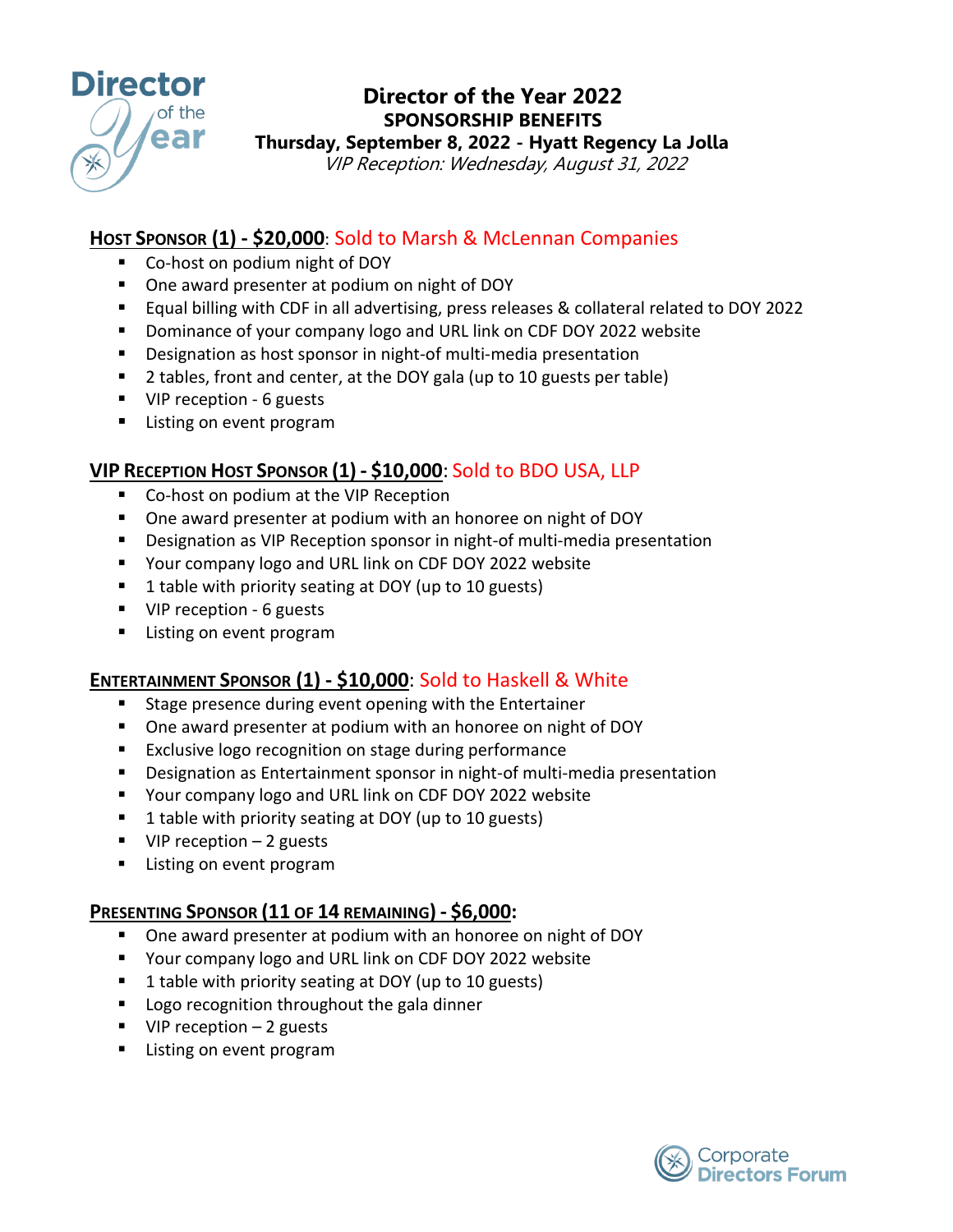# Director of the Year 2022

## SPONSORSHIP BENEFITS

**Thursday, September 8, 2022 - Hyatt Regency La Jolla**

*VIP Reception: Wednesday, August 31, 2022*

### HOST SPONSOR (1) - $20,000: Sold to Marsh & McLennan Companies

- Co-host on podium night of DOY
- One award presenter at podium on night of DOY
- Equal billing with CDF in all advertising, press releases & collateral related to DOY 2022
- Dominance of your company logo and URL link on CDF DOY 2022 website
- Designation as host sponsor in night-of multi-media presentation
- 2 tables, front and center, at the DOY gala (up to 10 guests per table)
- VIP reception - 6 guests
- Listing on event program

### VIP RECEPTION HOST SPONSOR (1) - $10,000: Sold to BDO USA, LLP

- Co-host on podium at the VIP Reception
- One award presenter at podium with an honoree on night of DOY
- Designation as VIP Reception sponsor in night-of multi-media presentation
- Your company logo and URL link on CDF DOY 2022 website
- 1 table with priority seating at DOY (up to 10 guests)
- VIP reception - 6 guests
- Listing on event program

### ENTERTAINMENT SPONSOR (1) - $10,000: Sold to Haskell & White

- Stage presence during event opening with the Entertainer
- One award presenter at podium with an honoree on night of DOY
- Exclusive logo recognition on stage during performance
- Designation as Entertainment sponsor in night-of multi-media presentation
- Your company logo and URL link on CDF DOY 2022 website
- 1 table with priority seating at DOY (up to 10 guests)
- VIP reception – 2 guests
- Listing on event program

### PRESENTING SPONSOR (11 OF 14 REMAINING) - $6,000:

- One award presenter at podium with an honoree on night of DOY
- Your company logo and URL link on CDF DOY 2022 website
- 1 table with priority seating at DOY (up to 10 guests)
- Logo recognition throughout the gala dinner
- VIP reception – 2 guests
- Listing on event program

Corporate Directors Forum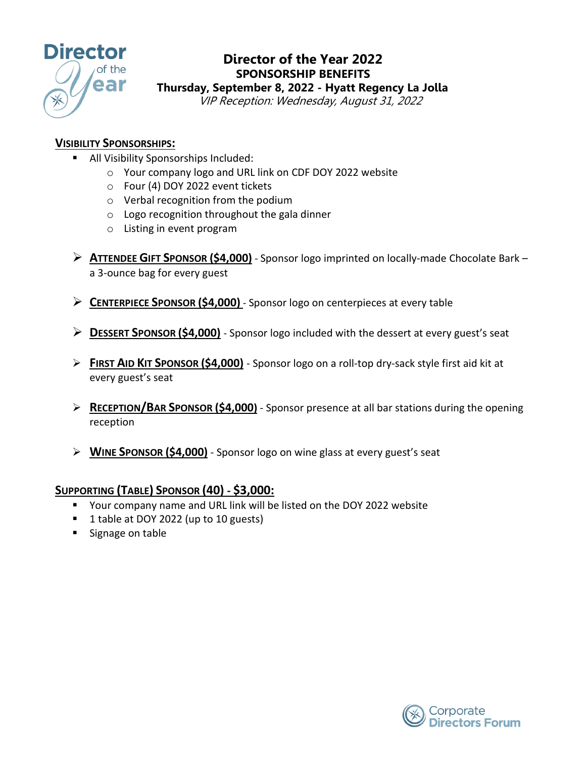# Director of the Year 2022

## SPONSORSHIP BENEFITS

**Thursday, September 8, 2022 - Hyatt Regency La Jolla**

*VIP Reception: Wednesday, August 31, 2022*

**VISIBILITY SPONSORSHIPS:**

- All Visibility Sponsorships Included:
  - Your company logo and URL link on CDF DOY 2022 website
  - Four (4) DOY 2022 event tickets
  - Verbal recognition from the podium
  - Logo recognition throughout the gala dinner
  - Listing in event program

- **ATTENDEE GIFT SPONSOR ($4,000)** - Sponsor logo imprinted on locally-made Chocolate Bark – a 3-ounce bag for every guest

- **CENTERPIECE SPONSOR ($4,000)** - Sponsor logo on centerpieces at every table

- **DESSERT SPONSOR ($4,000)** - Sponsor logo included with the dessert at every guest's seat

- **FIRST AID KIT SPONSOR ($4,000)** - Sponsor logo on a roll-top dry-sack style first aid kit at every guest's seat

- **RECEPTION/BAR SPONSOR ($4,000)** - Sponsor presence at all bar stations during the opening reception

- **WINE SPONSOR ($4,000)** - Sponsor logo on wine glass at every guest's seat

**SUPPORTING (TABLE) SPONSOR (40) - $3,000:**

- Your company name and URL link will be listed on the DOY 2022 website
- 1 table at DOY 2022 (up to 10 guests)
- Signage on table